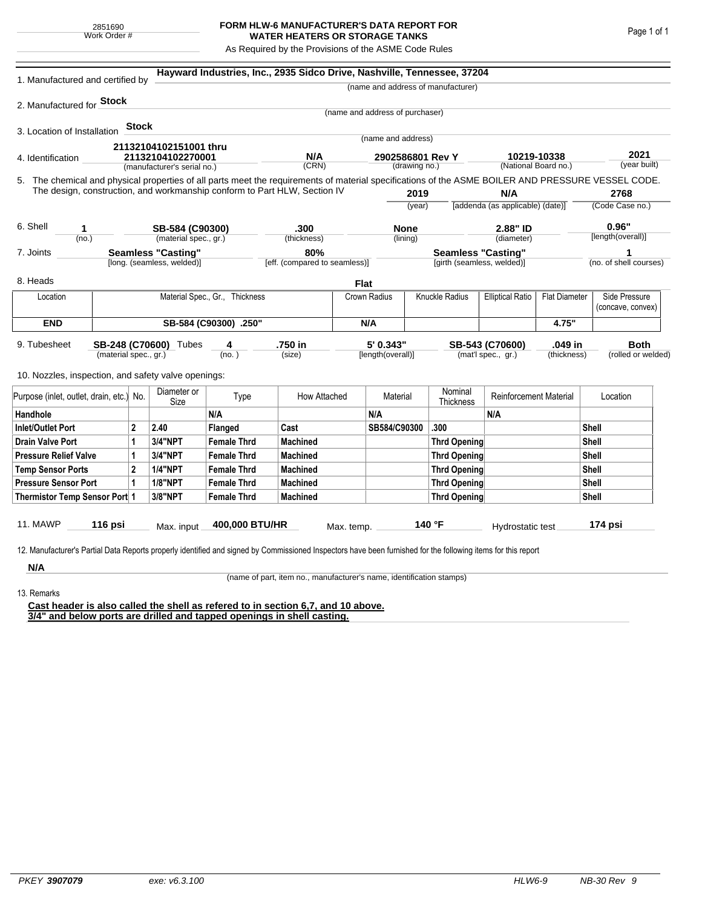2851690
Work Order #

# FORM HLW-6 MANUFACTURER'S DATA REPORT FOR WATER HEATERS OR STORAGE TANKS

As Required by the Provisions of the ASME Code Rules

1. Manufactured and certified by **Hayward Industries, Inc., 2935 Sidco Drive, Nashville, Tennessee, 37204**
(name and address of manufacturer)

2. Manufactured for **Stock**
(name and address of purchaser)

3. Location of Installation **Stock**
(name and address)

4. Identification **21132104102151001 thru 21132104102270001** (manufacturer's serial no.) **N/A** (CRN) **2902586801 Rev Y** (drawing no.) **10219-10338** (National Board no.) **2021** (year built)

5. The chemical and physical properties of all parts meet the requirements of material specifications of the ASME BOILER AND PRESSURE VESSEL CODE. The design, construction, and workmanship conform to Part HLW, Section IV **2019** (year) **N/A** [addenda (as applicable) (date)] **2768** (Code Case no.)

6. Shell **1** (no.) **SB-584 (C90300)** (material spec., gr.) **.300** (thickness) **None** (lining) **2.88" ID** (diameter) **0.96"** [length(overall)]

7. Joints **Seamless "Casting"** [long. (seamless, welded)] **80%** [eff. (compared to seamless)] **Seamless "Casting"** [girth (seamless, welded)] **1** (no. of shell courses)

8. Heads **Flat**

| Location | Material Spec., Gr., Thickness | Crown Radius | Knuckle Radius | Elliptical Ratio | Flat Diameter | Side Pressure (concave, convex) |
|---|---|---|---|---|---|---|
| **END** | **SB-584 (C90300) .250"** | **N/A** | | | **4.75"** | |

9. Tubesheet **SB-248 (C70600)** (material spec., gr.) Tubes **4** (no.) **.750 in** (size) **5' 0.343"** [length(overall)] **SB-543 (C70600)** (mat'l spec., gr.) **.049 in** (thickness) **Both** (rolled or welded)

10. Nozzles, inspection, and safety valve openings:

| Purpose (inlet, outlet, drain, etc.) | No. | Diameter or Size | Type | How Attached | Material | Nominal Thickness | Reinforcement Material | Location |
|---|---|---|---|---|---|---|---|---|
| **Handhole** | | | **N/A** | | **N/A** | | **N/A** | |
| **Inlet/Outlet Port** | **2** | **2.40** | **Flanged** | **Cast** | **SB584/C90300** | **.300** | | **Shell** |
| **Drain Valve Port** | **1** | **3/4"NPT** | **Female Thrd** | **Machined** | | **Thrd Opening** | | **Shell** |
| **Pressure Relief Valve** | **1** | **3/4"NPT** | **Female Thrd** | **Machined** | | **Thrd Opening** | | **Shell** |
| **Temp Sensor Ports** | **2** | **1/4"NPT** | **Female Thrd** | **Machined** | | **Thrd Opening** | | **Shell** |
| **Pressure Sensor Port** | **1** | **1/8"NPT** | **Female Thrd** | **Machined** | | **Thrd Opening** | | **Shell** |
| **Thermistor Temp Sensor Port** | **1** | **3/8"NPT** | **Female Thrd** | **Machined** | | **Thrd Opening** | | **Shell** |

11. MAWP **116 psi** Max. input **400,000 BTU/HR** Max. temp. **140 °F** Hydrostatic test **174 psi**

12. Manufacturer's Partial Data Reports properly identified and signed by Commissioned Inspectors have been furnished for the following items for this report

**N/A**
(name of part, item no., manufacturer's name, identification stamps)

13. Remarks

**Cast header is also called the shell as refered to in section 6,7, and 10 above.**
**3/4" and below ports are drilled and tapped openings in shell casting.**

PKEY **3907079** exe: v6.3.100 HLW6-9 NB-30 Rev 9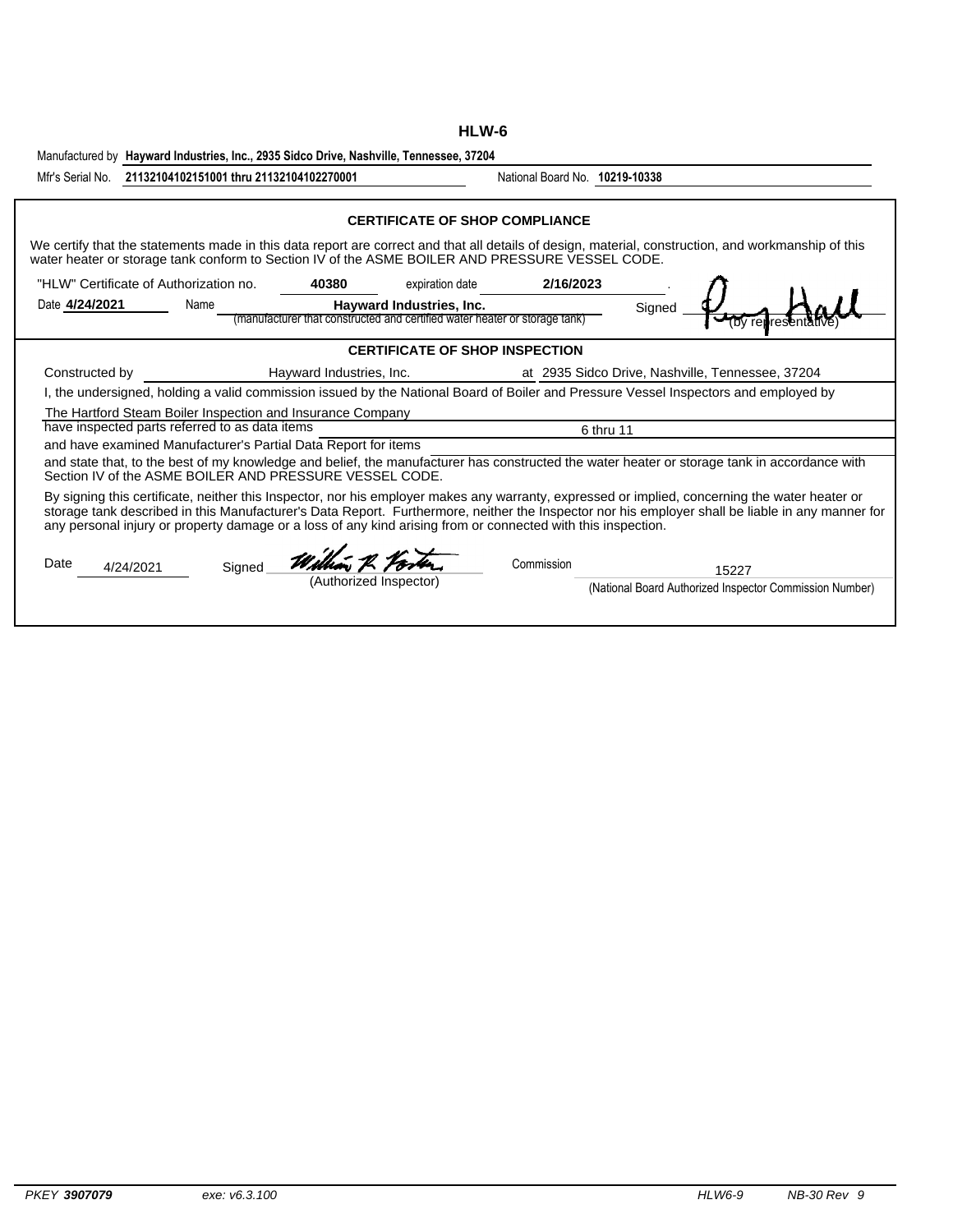# HLW-6

Manufactured by **Hayward Industries, Inc., 2935 Sidco Drive, Nashville, Tennessee, 37204**

Mfr's Serial No. **21132104102151001 thru 21132104102270001** National Board No. **10219-10338**

## CERTIFICATE OF SHOP COMPLIANCE

We certify that the statements made in this data report are correct and that all details of design, material, construction, and workmanship of this water heater or storage tank conform to Section IV of the ASME BOILER AND PRESSURE VESSEL CODE.

"HLW" Certificate of Authorization no. **40380** expiration date **2/16/2023** .

Date **4/24/2021** Name **Hayward Industries, Inc.** Signed Perry Hall

(manufacturer that constructed and certified water heater or storage tank) (by representative)

## CERTIFICATE OF SHOP INSPECTION

Constructed by Hayward Industries, Inc. at 2935 Sidco Drive, Nashville, Tennessee, 37204

I, the undersigned, holding a valid commission issued by the National Board of Boiler and Pressure Vessel Inspectors and employed by The Hartford Steam Boiler Inspection and Insurance Company

have inspected parts referred to as data items 6 thru 11

and have examined Manufacturer's Partial Data Report for items

and state that, to the best of my knowledge and belief, the manufacturer has constructed the water heater or storage tank in accordance with Section IV of the ASME BOILER AND PRESSURE VESSEL CODE.

By signing this certificate, neither this Inspector, nor his employer makes any warranty, expressed or implied, concerning the water heater or storage tank described in this Manufacturer's Data Report. Furthermore, neither the Inspector nor his employer shall be liable in any manner for any personal injury or property damage or a loss of any kind arising from or connected with this inspection.

Date 4/24/2021 Signed William R. Foster Commission 15227

(Authorized Inspector) (National Board Authorized Inspector Commission Number)

*PKEY* ***3907079*** *exe: v6.3.100* *HLW6-9* *NB-30 Rev 9*